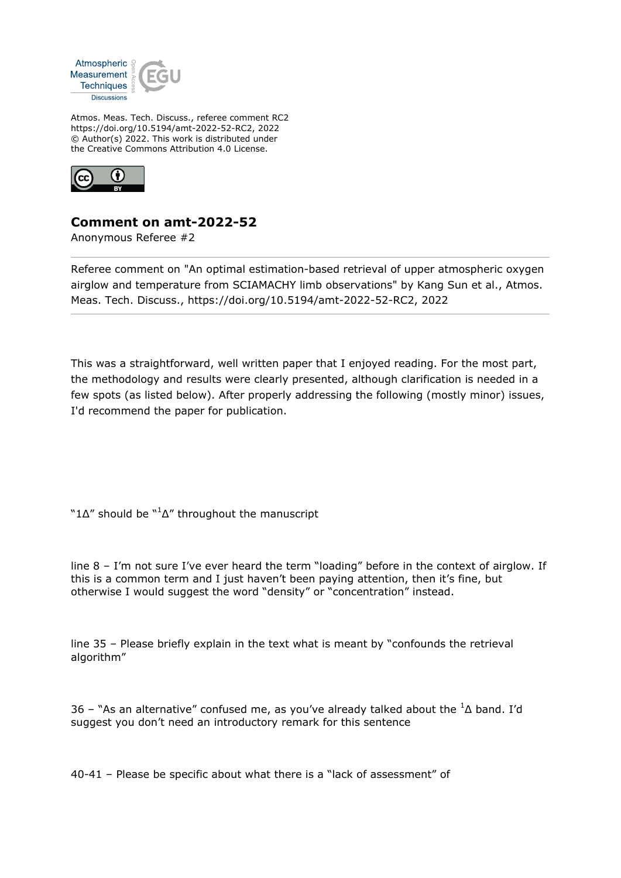Atmos. Meas. Tech. Discuss., referee comment RC2
https://doi.org/10.5194/amt-2022-52-RC2, 2022
© Author(s) 2022. This work is distributed under
the Creative Commons Attribution 4.0 License.

## Comment on amt-2022-52

Anonymous Referee #2

---

Referee comment on "An optimal estimation-based retrieval of upper atmospheric oxygen airglow and temperature from SCIAMACHY limb observations" by Kang Sun et al., Atmos. Meas. Tech. Discuss., https://doi.org/10.5194/amt-2022-52-RC2, 2022

---

This was a straightforward, well written paper that I enjoyed reading. For the most part, the methodology and results were clearly presented, although clarification is needed in a few spots (as listed below). After properly addressing the following (mostly minor) issues, I'd recommend the paper for publication.

"1Δ" should be "$^1\Delta$" throughout the manuscript

line 8 – I'm not sure I've ever heard the term "loading" before in the context of airglow. If this is a common term and I just haven't been paying attention, then it's fine, but otherwise I would suggest the word "density" or "concentration" instead.

line 35 – Please briefly explain in the text what is meant by "confounds the retrieval algorithm"

36 – "As an alternative" confused me, as you've already talked about the $^1\Delta$ band. I'd suggest you don't need an introductory remark for this sentence

40-41 – Please be specific about what there is a "lack of assessment" of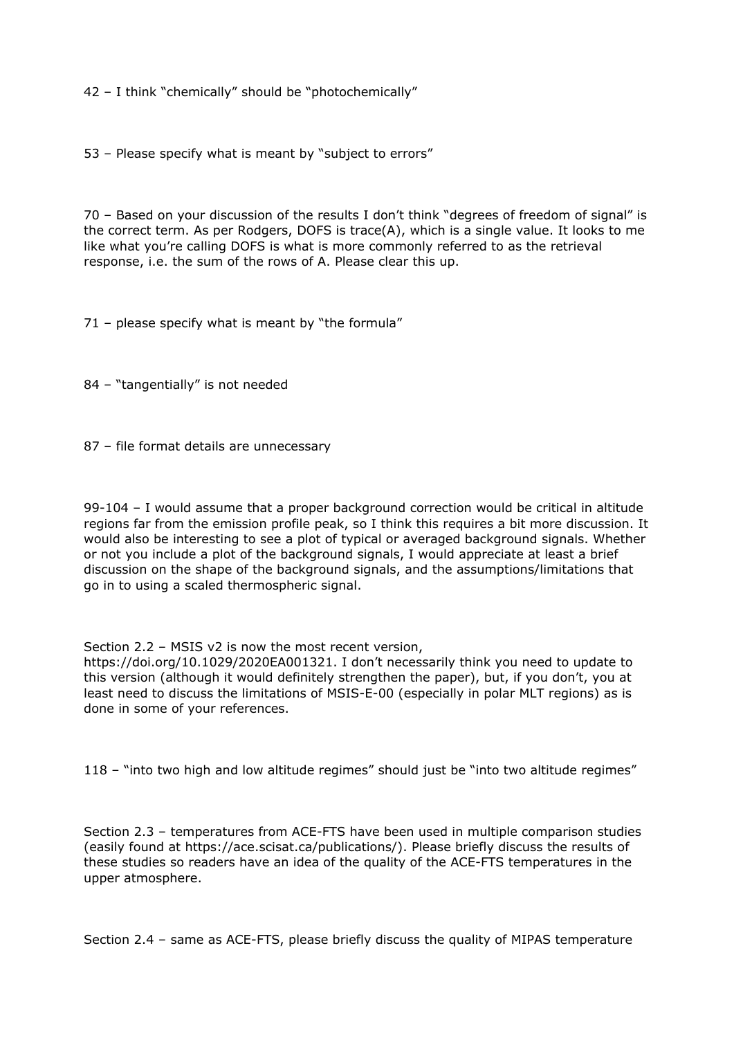42 – I think "chemically" should be "photochemically"

53 – Please specify what is meant by "subject to errors"

70 – Based on your discussion of the results I don't think "degrees of freedom of signal" is the correct term. As per Rodgers, DOFS is trace(A), which is a single value. It looks to me like what you're calling DOFS is what is more commonly referred to as the retrieval response, i.e. the sum of the rows of A. Please clear this up.

71 – please specify what is meant by "the formula"

84 – "tangentially" is not needed

87 – file format details are unnecessary

99-104 – I would assume that a proper background correction would be critical in altitude regions far from the emission profile peak, so I think this requires a bit more discussion. It would also be interesting to see a plot of typical or averaged background signals. Whether or not you include a plot of the background signals, I would appreciate at least a brief discussion on the shape of the background signals, and the assumptions/limitations that go in to using a scaled thermospheric signal.

Section 2.2 – MSIS v2 is now the most recent version, https://doi.org/10.1029/2020EA001321. I don't necessarily think you need to update to this version (although it would definitely strengthen the paper), but, if you don't, you at least need to discuss the limitations of MSIS-E-00 (especially in polar MLT regions) as is done in some of your references.

118 – "into two high and low altitude regimes" should just be "into two altitude regimes"

Section 2.3 – temperatures from ACE-FTS have been used in multiple comparison studies (easily found at https://ace.scisat.ca/publications/). Please briefly discuss the results of these studies so readers have an idea of the quality of the ACE-FTS temperatures in the upper atmosphere.

Section 2.4 – same as ACE-FTS, please briefly discuss the quality of MIPAS temperature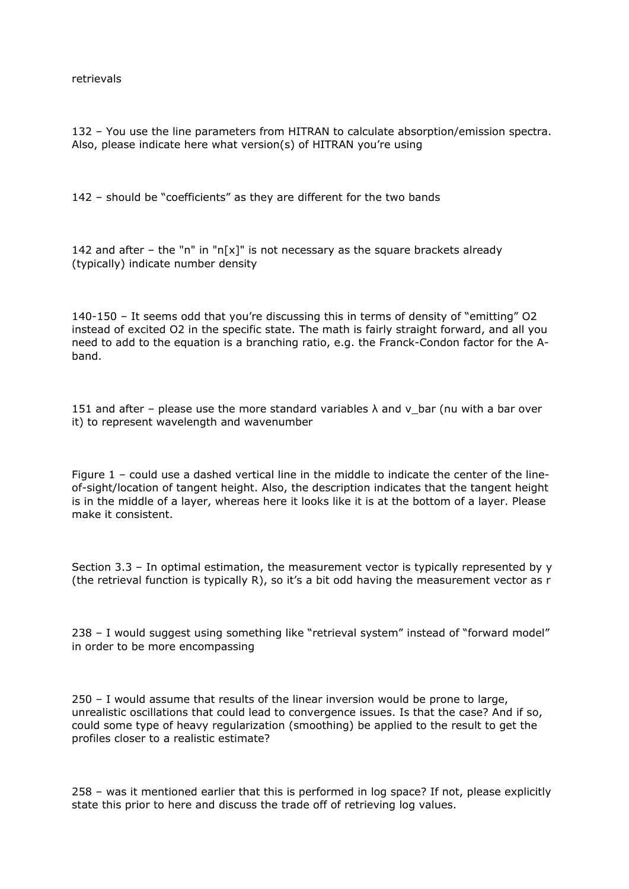retrievals

132 – You use the line parameters from HITRAN to calculate absorption/emission spectra. Also, please indicate here what version(s) of HITRAN you're using

142 – should be "coefficients" as they are different for the two bands

142 and after – the "n" in "n[x]" is not necessary as the square brackets already (typically) indicate number density

140-150 – It seems odd that you're discussing this in terms of density of "emitting" $O_2$ instead of excited $O_2$ in the specific state. The math is fairly straight forward, and all you need to add to the equation is a branching ratio, e.g. the Franck-Condon factor for the A-band.

151 and after – please use the more standard variables $\lambda$ and v_bar (nu with a bar over it) to represent wavelength and wavenumber

Figure 1 – could use a dashed vertical line in the middle to indicate the center of the line-of-sight/location of tangent height. Also, the description indicates that the tangent height is in the middle of a layer, whereas here it looks like it is at the bottom of a layer. Please make it consistent.

Section 3.3 – In optimal estimation, the measurement vector is typically represented by y (the retrieval function is typically R), so it's a bit odd having the measurement vector as r

238 – I would suggest using something like "retrieval system" instead of "forward model" in order to be more encompassing

250 – I would assume that results of the linear inversion would be prone to large, unrealistic oscillations that could lead to convergence issues. Is that the case? And if so, could some type of heavy regularization (smoothing) be applied to the result to get the profiles closer to a realistic estimate?

258 – was it mentioned earlier that this is performed in log space? If not, please explicitly state this prior to here and discuss the trade off of retrieving log values.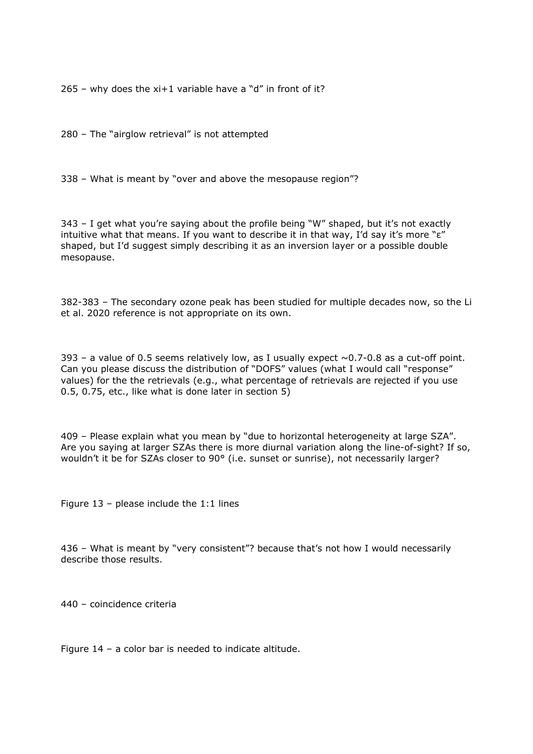265 – why does the xi+1 variable have a "d" in front of it?

280 – The "airglow retrieval" is not attempted

338 – What is meant by "over and above the mesopause region"?

343 – I get what you're saying about the profile being "W" shaped, but it's not exactly intuitive what that means. If you want to describe it in that way, I'd say it's more "ε" shaped, but I'd suggest simply describing it as an inversion layer or a possible double mesopause.

382-383 – The secondary ozone peak has been studied for multiple decades now, so the Li et al. 2020 reference is not appropriate on its own.

393 – a value of 0.5 seems relatively low, as I usually expect ~0.7-0.8 as a cut-off point. Can you please discuss the distribution of "DOFS" values (what I would call "response" values) for the the retrievals (e.g., what percentage of retrievals are rejected if you use 0.5, 0.75, etc., like what is done later in section 5)

409 – Please explain what you mean by "due to horizontal heterogeneity at large SZA". Are you saying at larger SZAs there is more diurnal variation along the line-of-sight? If so, wouldn't it be for SZAs closer to 90° (i.e. sunset or sunrise), not necessarily larger?

Figure 13 – please include the 1:1 lines

436 – What is meant by "very consistent"? because that's not how I would necessarily describe those results.

440 – coincidence criteria

Figure 14 – a color bar is needed to indicate altitude.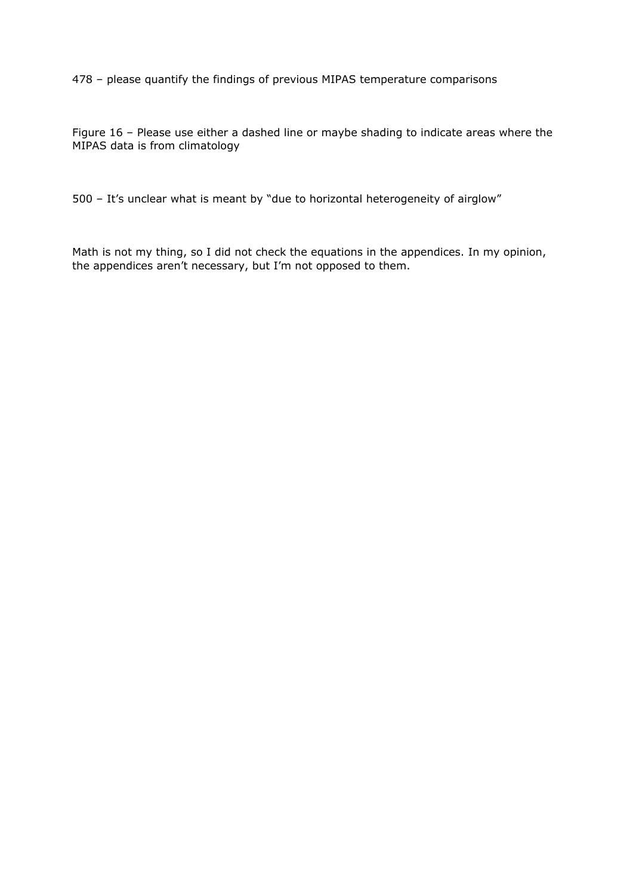478 – please quantify the findings of previous MIPAS temperature comparisons

Figure 16 – Please use either a dashed line or maybe shading to indicate areas where the MIPAS data is from climatology

500 – It's unclear what is meant by "due to horizontal heterogeneity of airglow"

Math is not my thing, so I did not check the equations in the appendices. In my opinion, the appendices aren't necessary, but I'm not opposed to them.